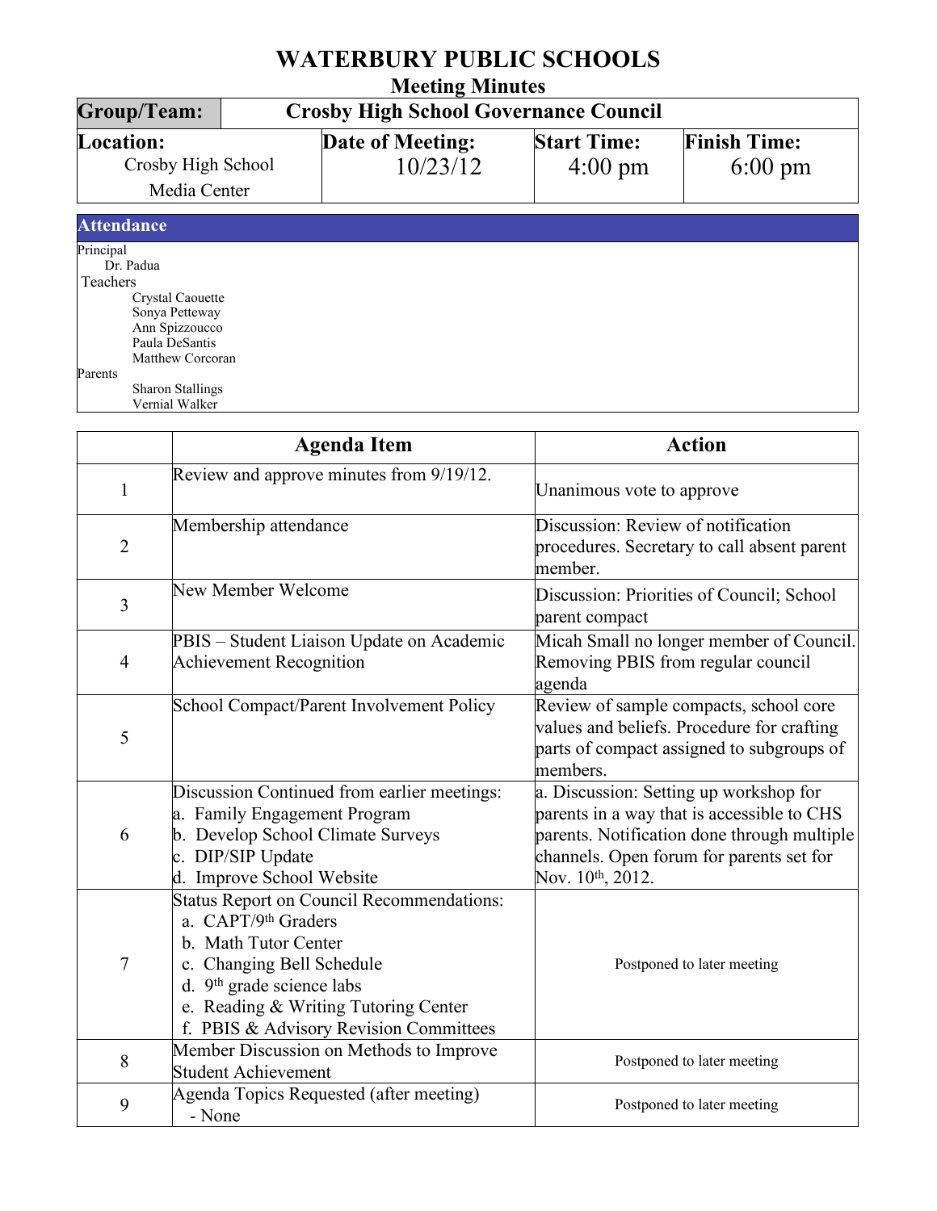# WATERBURY PUBLIC SCHOOLS

## Meeting Minutes

| Group/Team: | Crosby High School Governance Council | | |
|---|---|---|---|
| **Location:** Crosby High School Media Center | **Date of Meeting:** 10/23/12 | **Start Time:** 4:00 pm | **Finish Time:** 6:00 pm |

## Attendance

Principal
- Dr. Padua

Teachers
- Crystal Caouette
- Sonya Petteway
- Ann Spizzoucco
- Paula DeSantis
- Matthew Corcoran

Parents
- Sharon Stallings
- Vernial Walker

| | Agenda Item | Action |
|---|---|---|
| 1 | Review and approve minutes from 9/19/12. | Unanimous vote to approve |
| 2 | Membership attendance | Discussion: Review of notification procedures. Secretary to call absent parent member. |
| 3 | New Member Welcome | Discussion: Priorities of Council; School parent compact |
| 4 | PBIS – Student Liaison Update on Academic Achievement Recognition | Micah Small no longer member of Council. Removing PBIS from regular council agenda |
| 5 | School Compact/Parent Involvement Policy | Review of sample compacts, school core values and beliefs. Procedure for crafting parts of compact assigned to subgroups of members. |
| 6 | Discussion Continued from earlier meetings:<br>a. Family Engagement Program<br>b. Develop School Climate Surveys<br>c. DIP/SIP Update<br>d. Improve School Website | a. Discussion: Setting up workshop for parents in a way that is accessible to CHS parents. Notification done through multiple channels. Open forum for parents set for Nov. 10th, 2012. |
| 7 | Status Report on Council Recommendations:<br>a. CAPT/9th Graders<br>b. Math Tutor Center<br>c. Changing Bell Schedule<br>d. 9th grade science labs<br>e. Reading & Writing Tutoring Center<br>f. PBIS & Advisory Revision Committees | Postponed to later meeting |
| 8 | Member Discussion on Methods to Improve Student Achievement | Postponed to later meeting |
| 9 | Agenda Topics Requested (after meeting)<br>- None | Postponed to later meeting |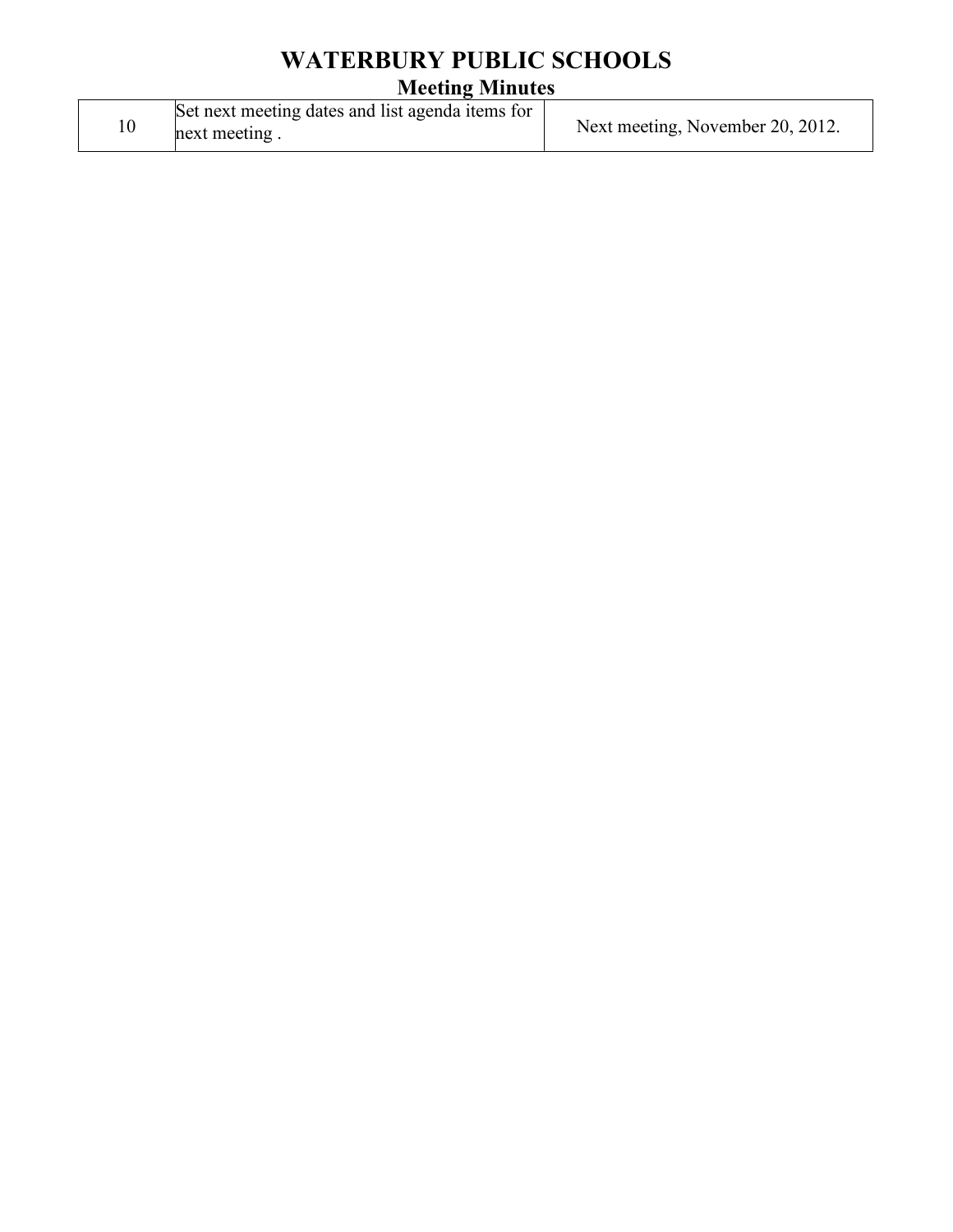| | | |
|---|---|---|
| 10 | Set next meeting dates and list agenda items for next meeting . | Next meeting, November 20, 2012. |